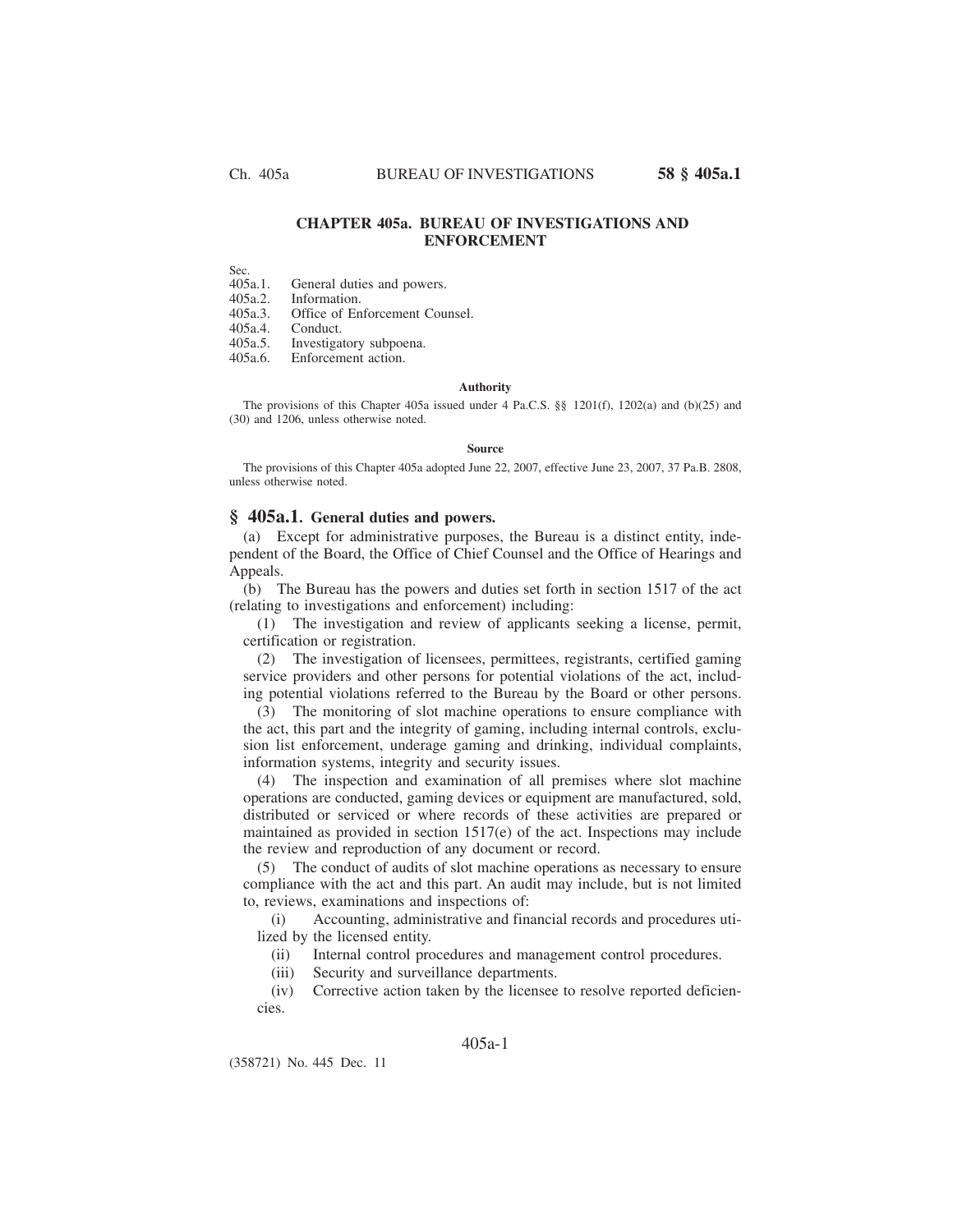# CHAPTER 405a. BUREAU OF INVESTIGATIONS AND ENFORCEMENT

Sec.
405a.1. General duties and powers.
405a.2. Information.
405a.3. Office of Enforcement Counsel.
405a.4. Conduct.
405a.5. Investigatory subpoena.
405a.6. Enforcement action.

#### Authority

The provisions of this Chapter 405a issued under 4 Pa.C.S. §§ 1201(f), 1202(a) and (b)(25) and (30) and 1206, unless otherwise noted.

#### Source

The provisions of this Chapter 405a adopted June 22, 2007, effective June 23, 2007, 37 Pa.B. 2808, unless otherwise noted.

## § 405a.1. General duties and powers.

(a) Except for administrative purposes, the Bureau is a distinct entity, independent of the Board, the Office of Chief Counsel and the Office of Hearings and Appeals.

(b) The Bureau has the powers and duties set forth in section 1517 of the act (relating to investigations and enforcement) including:

(1) The investigation and review of applicants seeking a license, permit, certification or registration.

(2) The investigation of licensees, permittees, registrants, certified gaming service providers and other persons for potential violations of the act, including potential violations referred to the Bureau by the Board or other persons.

(3) The monitoring of slot machine operations to ensure compliance with the act, this part and the integrity of gaming, including internal controls, exclusion list enforcement, underage gaming and drinking, individual complaints, information systems, integrity and security issues.

(4) The inspection and examination of all premises where slot machine operations are conducted, gaming devices or equipment are manufactured, sold, distributed or serviced or where records of these activities are prepared or maintained as provided in section 1517(e) of the act. Inspections may include the review and reproduction of any document or record.

(5) The conduct of audits of slot machine operations as necessary to ensure compliance with the act and this part. An audit may include, but is not limited to, reviews, examinations and inspections of:

(i) Accounting, administrative and financial records and procedures utilized by the licensed entity.

(ii) Internal control procedures and management control procedures.

(iii) Security and surveillance departments.

(iv) Corrective action taken by the licensee to resolve reported deficiencies.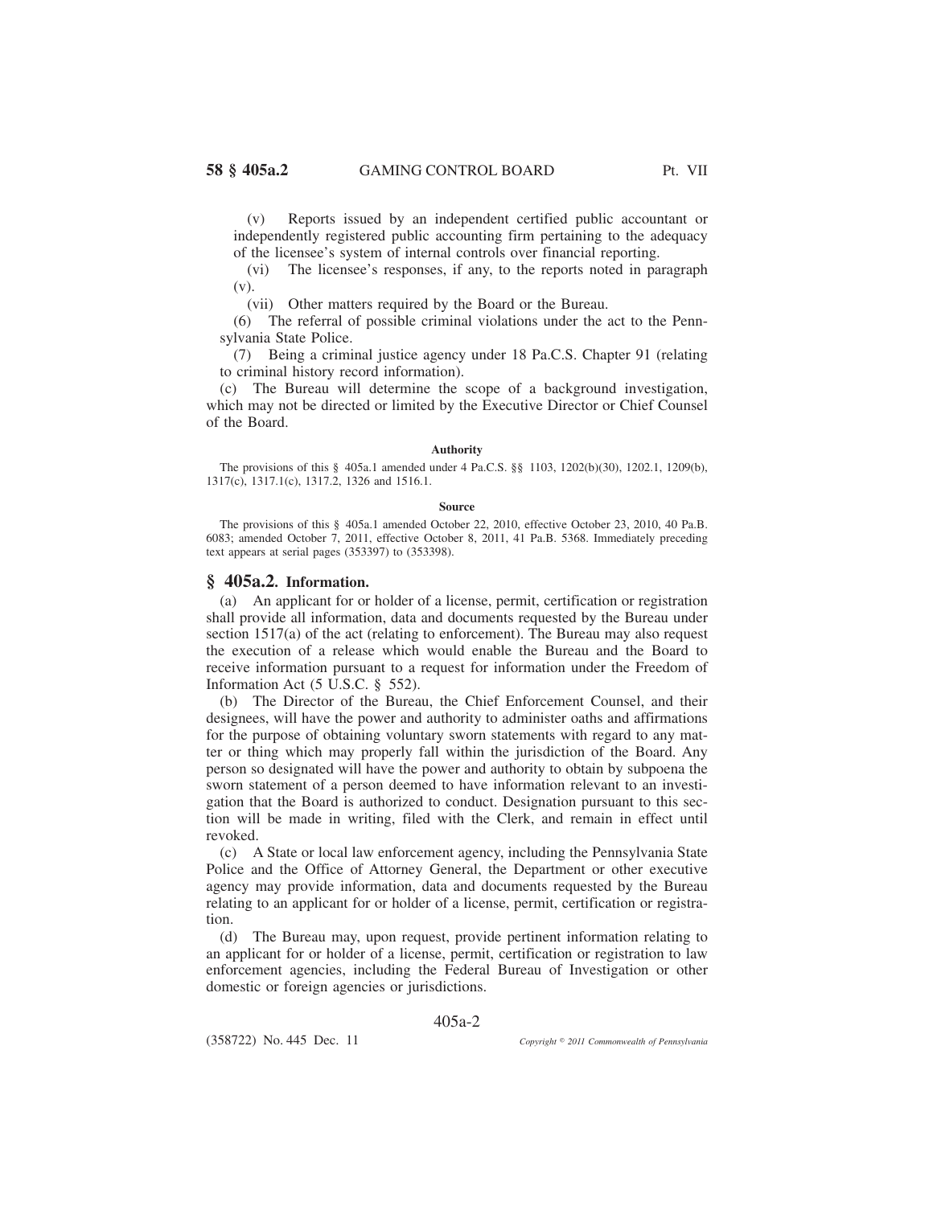(v) Reports issued by an independent certified public accountant or independently registered public accounting firm pertaining to the adequacy of the licensee's system of internal controls over financial reporting.

(vi) The licensee's responses, if any, to the reports noted in paragraph (v).

(vii) Other matters required by the Board or the Bureau.

(6) The referral of possible criminal violations under the act to the Pennsylvania State Police.

(7) Being a criminal justice agency under 18 Pa.C.S. Chapter 91 (relating to criminal history record information).

(c) The Bureau will determine the scope of a background investigation, which may not be directed or limited by the Executive Director or Chief Counsel of the Board.

#### Authority

The provisions of this § 405a.1 amended under 4 Pa.C.S. §§ 1103, 1202(b)(30), 1202.1, 1209(b), 1317(c), 1317.1(c), 1317.2, 1326 and 1516.1.

#### Source

The provisions of this § 405a.1 amended October 22, 2010, effective October 23, 2010, 40 Pa.B. 6083; amended October 7, 2011, effective October 8, 2011, 41 Pa.B. 5368. Immediately preceding text appears at serial pages (353397) to (353398).

## § 405a.2. Information.

(a) An applicant for or holder of a license, permit, certification or registration shall provide all information, data and documents requested by the Bureau under section 1517(a) of the act (relating to enforcement). The Bureau may also request the execution of a release which would enable the Bureau and the Board to receive information pursuant to a request for information under the Freedom of Information Act (5 U.S.C. § 552).

(b) The Director of the Bureau, the Chief Enforcement Counsel, and their designees, will have the power and authority to administer oaths and affirmations for the purpose of obtaining voluntary sworn statements with regard to any matter or thing which may properly fall within the jurisdiction of the Board. Any person so designated will have the power and authority to obtain by subpoena the sworn statement of a person deemed to have information relevant to an investigation that the Board is authorized to conduct. Designation pursuant to this section will be made in writing, filed with the Clerk, and remain in effect until revoked.

(c) A State or local law enforcement agency, including the Pennsylvania State Police and the Office of Attorney General, the Department or other executive agency may provide information, data and documents requested by the Bureau relating to an applicant for or holder of a license, permit, certification or registration.

(d) The Bureau may, upon request, provide pertinent information relating to an applicant for or holder of a license, permit, certification or registration to law enforcement agencies, including the Federal Bureau of Investigation or other domestic or foreign agencies or jurisdictions.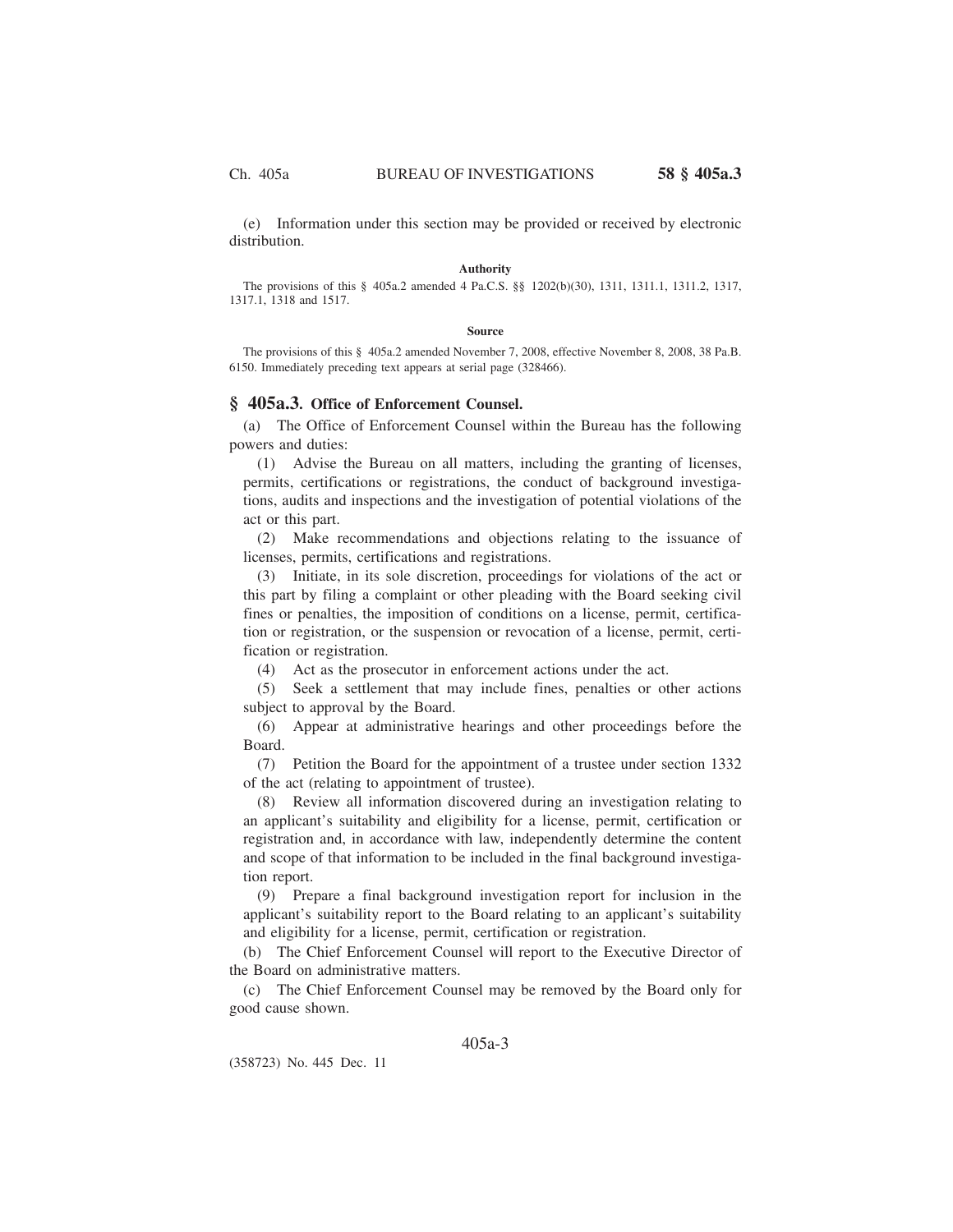(e) Information under this section may be provided or received by electronic distribution.

**Authority**

The provisions of this § 405a.2 amended 4 Pa.C.S. §§ 1202(b)(30), 1311, 1311.1, 1311.2, 1317, 1317.1, 1318 and 1517.

**Source**

The provisions of this § 405a.2 amended November 7, 2008, effective November 8, 2008, 38 Pa.B. 6150. Immediately preceding text appears at serial page (328466).

## § 405a.3. Office of Enforcement Counsel.

(a) The Office of Enforcement Counsel within the Bureau has the following powers and duties:

(1) Advise the Bureau on all matters, including the granting of licenses, permits, certifications or registrations, the conduct of background investigations, audits and inspections and the investigation of potential violations of the act or this part.

(2) Make recommendations and objections relating to the issuance of licenses, permits, certifications and registrations.

(3) Initiate, in its sole discretion, proceedings for violations of the act or this part by filing a complaint or other pleading with the Board seeking civil fines or penalties, the imposition of conditions on a license, permit, certification or registration, or the suspension or revocation of a license, permit, certification or registration.

(4) Act as the prosecutor in enforcement actions under the act.

(5) Seek a settlement that may include fines, penalties or other actions subject to approval by the Board.

(6) Appear at administrative hearings and other proceedings before the Board.

(7) Petition the Board for the appointment of a trustee under section 1332 of the act (relating to appointment of trustee).

(8) Review all information discovered during an investigation relating to an applicant's suitability and eligibility for a license, permit, certification or registration and, in accordance with law, independently determine the content and scope of that information to be included in the final background investigation report.

(9) Prepare a final background investigation report for inclusion in the applicant's suitability report to the Board relating to an applicant's suitability and eligibility for a license, permit, certification or registration.

(b) The Chief Enforcement Counsel will report to the Executive Director of the Board on administrative matters.

(c) The Chief Enforcement Counsel may be removed by the Board only for good cause shown.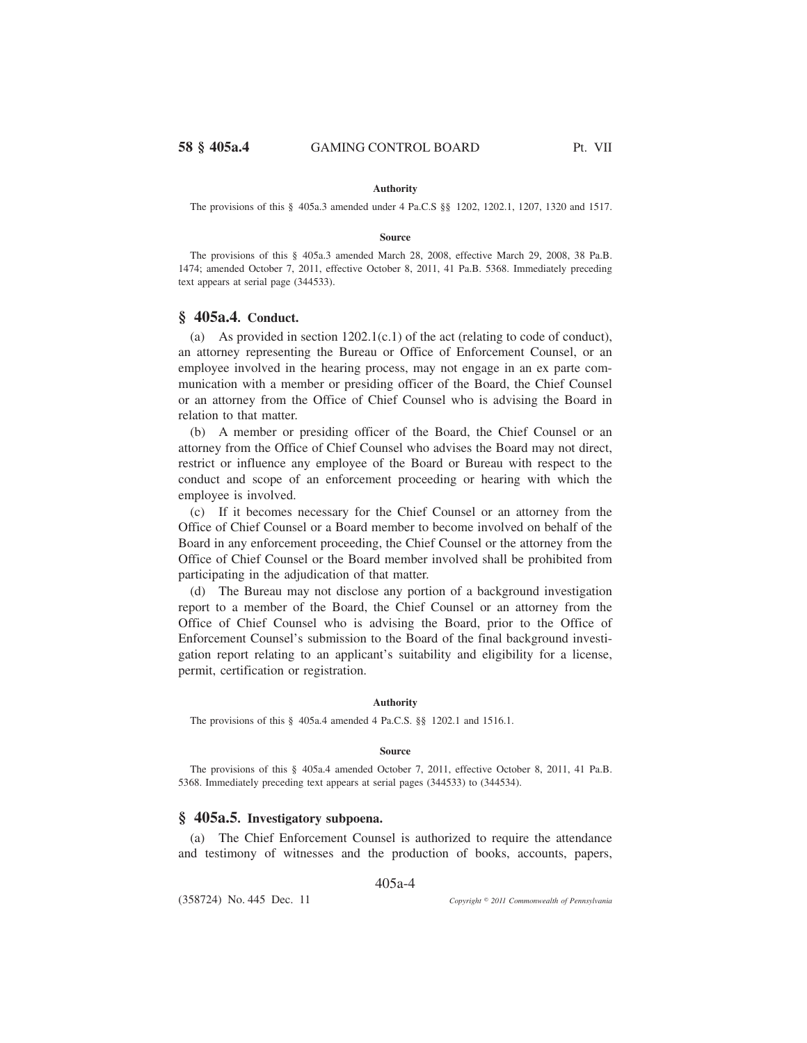#### Authority

The provisions of this § 405a.3 amended under 4 Pa.C.S §§ 1202, 1202.1, 1207, 1320 and 1517.

#### Source

The provisions of this § 405a.3 amended March 28, 2008, effective March 29, 2008, 38 Pa.B. 1474; amended October 7, 2011, effective October 8, 2011, 41 Pa.B. 5368. Immediately preceding text appears at serial page (344533).

## § 405a.4. Conduct.

(a) As provided in section 1202.1(c.1) of the act (relating to code of conduct), an attorney representing the Bureau or Office of Enforcement Counsel, or an employee involved in the hearing process, may not engage in an ex parte communication with a member or presiding officer of the Board, the Chief Counsel or an attorney from the Office of Chief Counsel who is advising the Board in relation to that matter.

(b) A member or presiding officer of the Board, the Chief Counsel or an attorney from the Office of Chief Counsel who advises the Board may not direct, restrict or influence any employee of the Board or Bureau with respect to the conduct and scope of an enforcement proceeding or hearing with which the employee is involved.

(c) If it becomes necessary for the Chief Counsel or an attorney from the Office of Chief Counsel or a Board member to become involved on behalf of the Board in any enforcement proceeding, the Chief Counsel or the attorney from the Office of Chief Counsel or the Board member involved shall be prohibited from participating in the adjudication of that matter.

(d) The Bureau may not disclose any portion of a background investigation report to a member of the Board, the Chief Counsel or an attorney from the Office of Chief Counsel who is advising the Board, prior to the Office of Enforcement Counsel's submission to the Board of the final background investigation report relating to an applicant's suitability and eligibility for a license, permit, certification or registration.

#### Authority

The provisions of this § 405a.4 amended 4 Pa.C.S. §§ 1202.1 and 1516.1.

#### Source

The provisions of this § 405a.4 amended October 7, 2011, effective October 8, 2011, 41 Pa.B. 5368. Immediately preceding text appears at serial pages (344533) to (344534).

## § 405a.5. Investigatory subpoena.

(a) The Chief Enforcement Counsel is authorized to require the attendance and testimony of witnesses and the production of books, accounts, papers,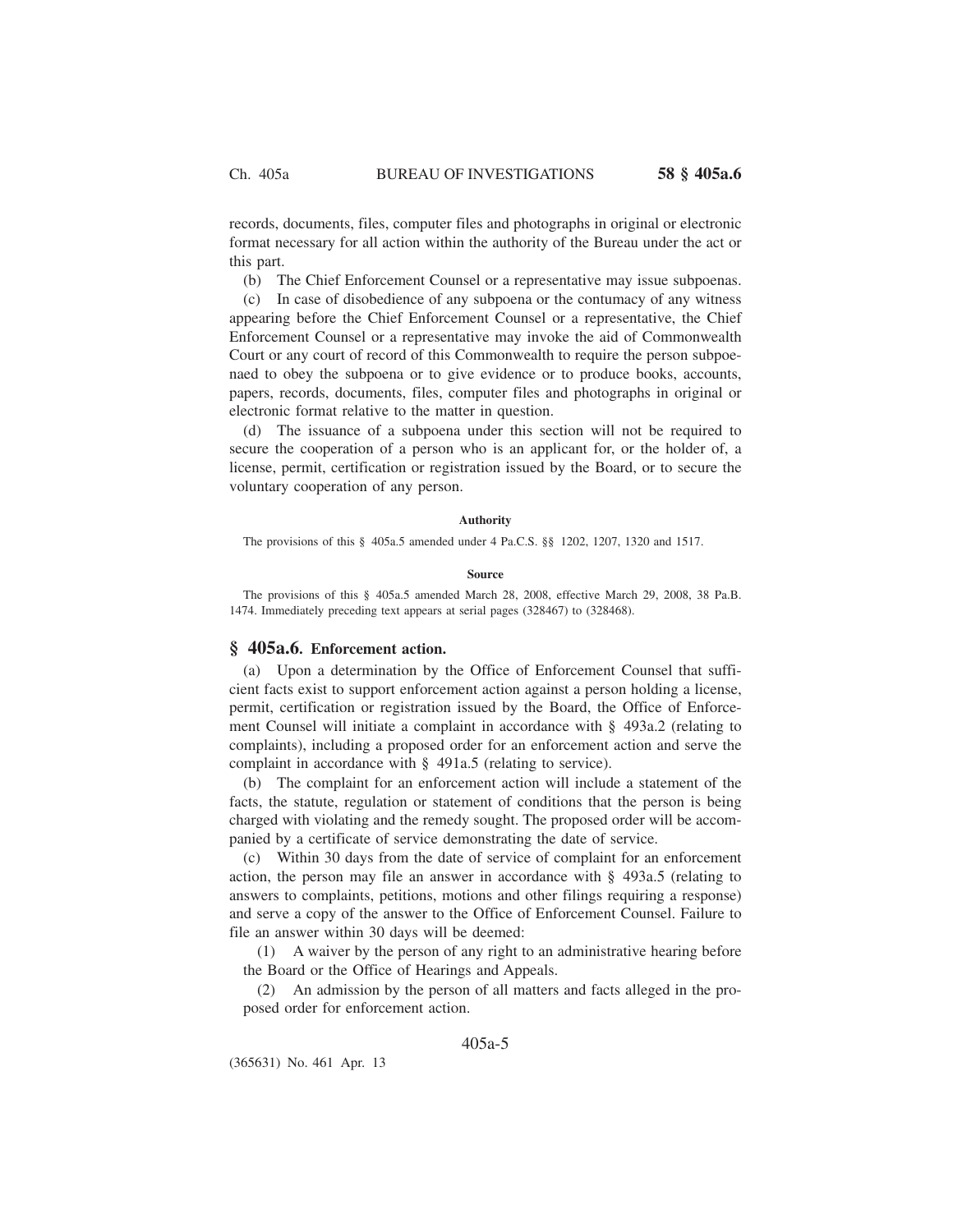records, documents, files, computer files and photographs in original or electronic format necessary for all action within the authority of the Bureau under the act or this part.

(b) The Chief Enforcement Counsel or a representative may issue subpoenas.

(c) In case of disobedience of any subpoena or the contumacy of any witness appearing before the Chief Enforcement Counsel or a representative, the Chief Enforcement Counsel or a representative may invoke the aid of Commonwealth Court or any court of record of this Commonwealth to require the person subpoenaed to obey the subpoena or to give evidence or to produce books, accounts, papers, records, documents, files, computer files and photographs in original or electronic format relative to the matter in question.

(d) The issuance of a subpoena under this section will not be required to secure the cooperation of a person who is an applicant for, or the holder of, a license, permit, certification or registration issued by the Board, or to secure the voluntary cooperation of any person.

**Authority**

The provisions of this § 405a.5 amended under 4 Pa.C.S. §§ 1202, 1207, 1320 and 1517.

**Source**

The provisions of this § 405a.5 amended March 28, 2008, effective March 29, 2008, 38 Pa.B. 1474. Immediately preceding text appears at serial pages (328467) to (328468).

## § 405a.6. Enforcement action.

(a) Upon a determination by the Office of Enforcement Counsel that sufficient facts exist to support enforcement action against a person holding a license, permit, certification or registration issued by the Board, the Office of Enforcement Counsel will initiate a complaint in accordance with § 493a.2 (relating to complaints), including a proposed order for an enforcement action and serve the complaint in accordance with § 491a.5 (relating to service).

(b) The complaint for an enforcement action will include a statement of the facts, the statute, regulation or statement of conditions that the person is being charged with violating and the remedy sought. The proposed order will be accompanied by a certificate of service demonstrating the date of service.

(c) Within 30 days from the date of service of complaint for an enforcement action, the person may file an answer in accordance with § 493a.5 (relating to answers to complaints, petitions, motions and other filings requiring a response) and serve a copy of the answer to the Office of Enforcement Counsel. Failure to file an answer within 30 days will be deemed:

(1) A waiver by the person of any right to an administrative hearing before the Board or the Office of Hearings and Appeals.

(2) An admission by the person of all matters and facts alleged in the proposed order for enforcement action.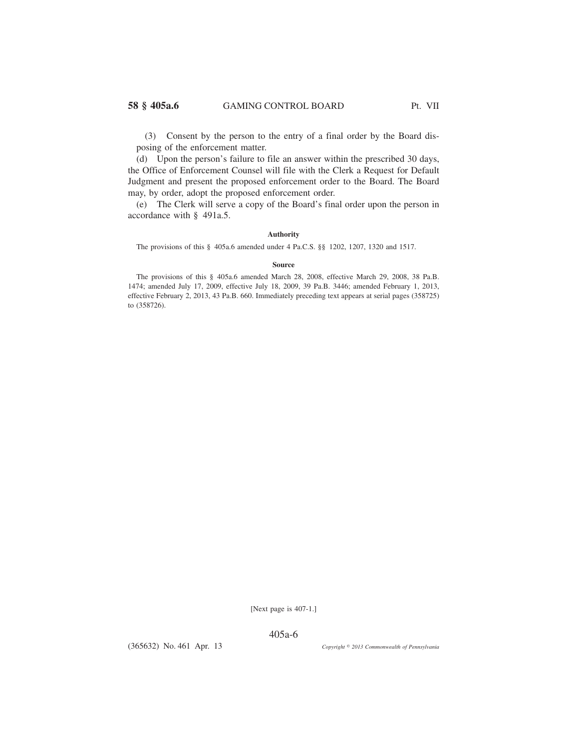(3) Consent by the person to the entry of a final order by the Board disposing of the enforcement matter.

(d) Upon the person's failure to file an answer within the prescribed 30 days, the Office of Enforcement Counsel will file with the Clerk a Request for Default Judgment and present the proposed enforcement order to the Board. The Board may, by order, adopt the proposed enforcement order.

(e) The Clerk will serve a copy of the Board's final order upon the person in accordance with § 491a.5.

**Authority**

The provisions of this § 405a.6 amended under 4 Pa.C.S. §§ 1202, 1207, 1320 and 1517.

**Source**

The provisions of this § 405a.6 amended March 28, 2008, effective March 29, 2008, 38 Pa.B. 1474; amended July 17, 2009, effective July 18, 2009, 39 Pa.B. 3446; amended February 1, 2013, effective February 2, 2013, 43 Pa.B. 660. Immediately preceding text appears at serial pages (358725) to (358726).

[Next page is 407-1.]